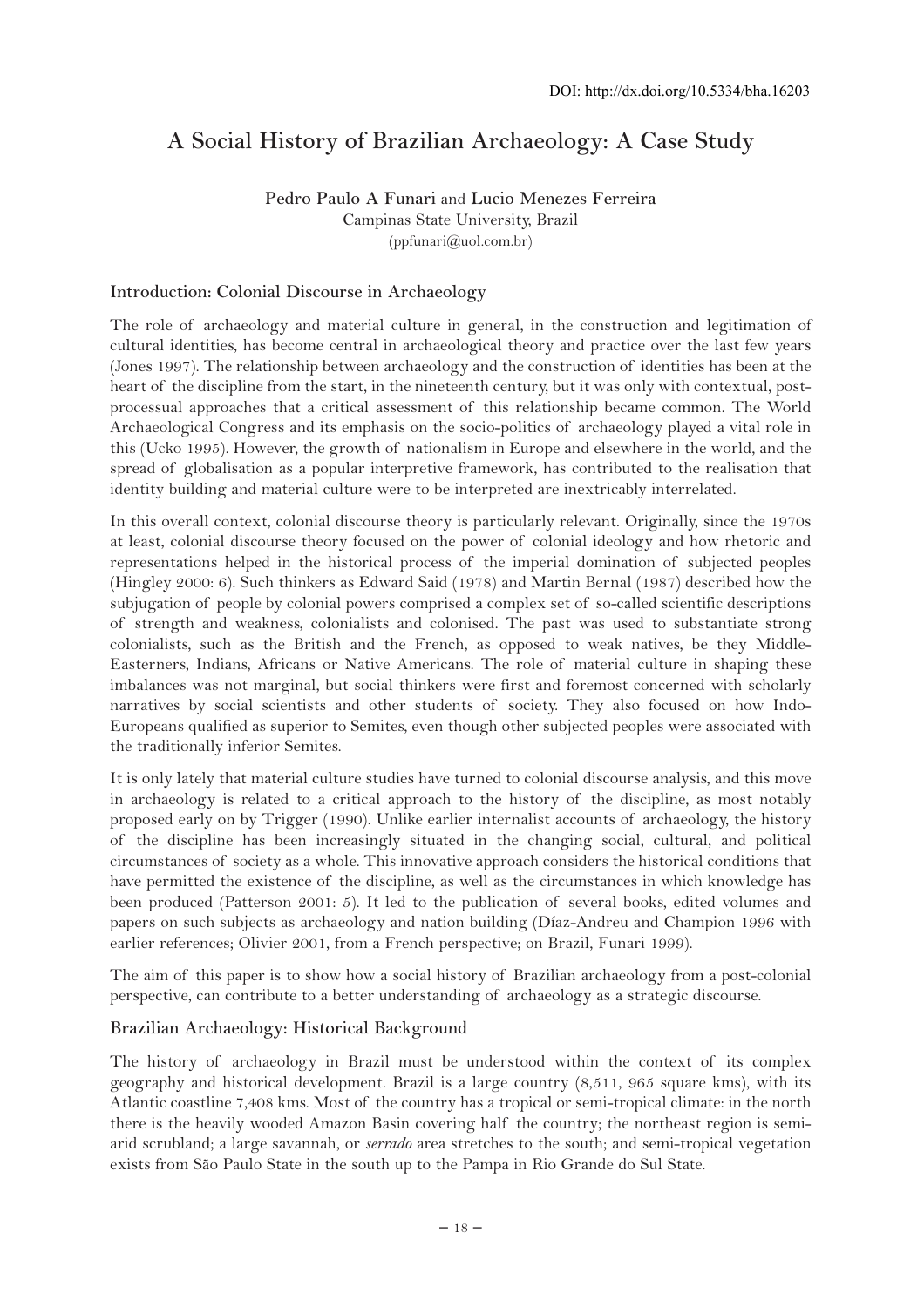DOI: http://dx.doi.org/10.5334/bha.16203

# A Social History of Brazilian Archaeology: A Case Study

Pedro Paulo A Funari and Lucio Menezes Ferreira
Campinas State University, Brazil
(ppfunari@uol.com.br)

## Introduction: Colonial Discourse in Archaeology

The role of archaeology and material culture in general, in the construction and legitimation of cultural identities, has become central in archaeological theory and practice over the last few years (Jones 1997). The relationship between archaeology and the construction of identities has been at the heart of the discipline from the start, in the nineteenth century, but it was only with contextual, post-processual approaches that a critical assessment of this relationship became common. The World Archaeological Congress and its emphasis on the socio-politics of archaeology played a vital role in this (Ucko 1995). However, the growth of nationalism in Europe and elsewhere in the world, and the spread of globalisation as a popular interpretive framework, has contributed to the realisation that identity building and material culture were to be interpreted are inextricably interrelated.

In this overall context, colonial discourse theory is particularly relevant. Originally, since the 1970s at least, colonial discourse theory focused on the power of colonial ideology and how rhetoric and representations helped in the historical process of the imperial domination of subjected peoples (Hingley 2000: 6). Such thinkers as Edward Said (1978) and Martin Bernal (1987) described how the subjugation of people by colonial powers comprised a complex set of so-called scientific descriptions of strength and weakness, colonialists and colonised. The past was used to substantiate strong colonialists, such as the British and the French, as opposed to weak natives, be they Middle-Easterners, Indians, Africans or Native Americans. The role of material culture in shaping these imbalances was not marginal, but social thinkers were first and foremost concerned with scholarly narratives by social scientists and other students of society. They also focused on how Indo-Europeans qualified as superior to Semites, even though other subjected peoples were associated with the traditionally inferior Semites.

It is only lately that material culture studies have turned to colonial discourse analysis, and this move in archaeology is related to a critical approach to the history of the discipline, as most notably proposed early on by Trigger (1990). Unlike earlier internalist accounts of archaeology, the history of the discipline has been increasingly situated in the changing social, cultural, and political circumstances of society as a whole. This innovative approach considers the historical conditions that have permitted the existence of the discipline, as well as the circumstances in which knowledge has been produced (Patterson 2001: 5). It led to the publication of several books, edited volumes and papers on such subjects as archaeology and nation building (Díaz-Andreu and Champion 1996 with earlier references; Olivier 2001, from a French perspective; on Brazil, Funari 1999).

The aim of this paper is to show how a social history of Brazilian archaeology from a post-colonial perspective, can contribute to a better understanding of archaeology as a strategic discourse.

## Brazilian Archaeology: Historical Background

The history of archaeology in Brazil must be understood within the context of its complex geography and historical development. Brazil is a large country (8,511, 965 square kms), with its Atlantic coastline 7,408 kms. Most of the country has a tropical or semi-tropical climate: in the north there is the heavily wooded Amazon Basin covering half the country; the northeast region is semi-arid scrubland; a large savannah, or *serrado* area stretches to the south; and semi-tropical vegetation exists from São Paulo State in the south up to the Pampa in Rio Grande do Sul State.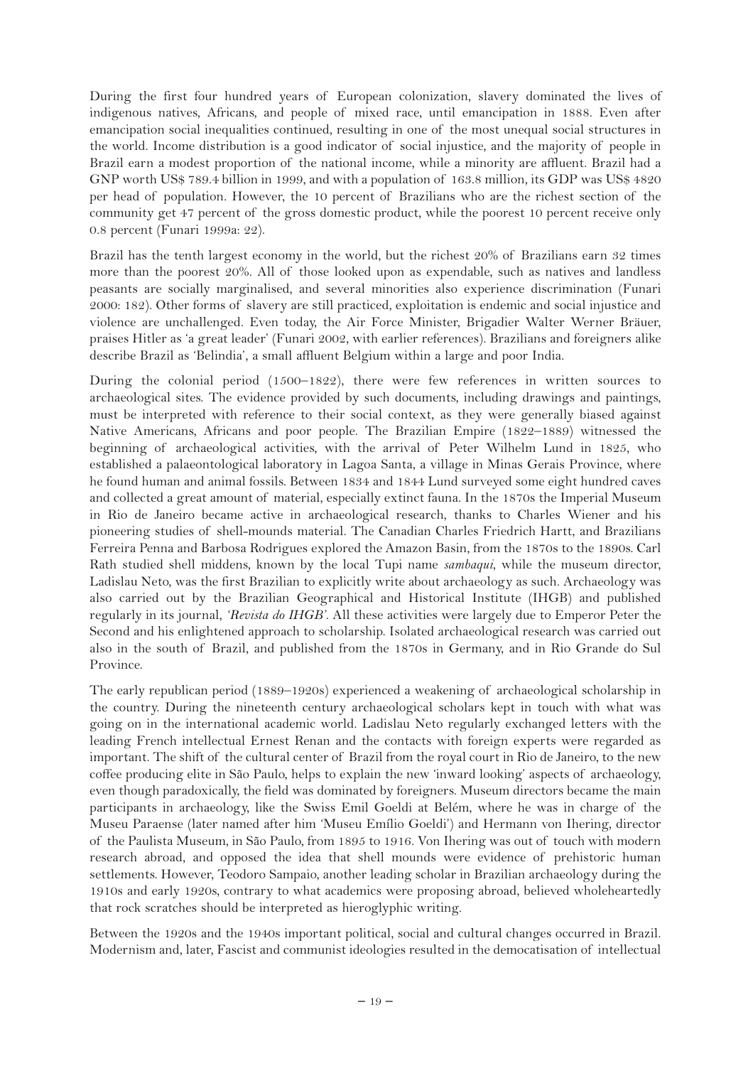During the first four hundred years of European colonization, slavery dominated the lives of indigenous natives, Africans, and people of mixed race, until emancipation in 1888. Even after emancipation social inequalities continued, resulting in one of the most unequal social structures in the world. Income distribution is a good indicator of social injustice, and the majority of people in Brazil earn a modest proportion of the national income, while a minority are affluent. Brazil had a GNP worth US$ 789.4 billion in 1999, and with a population of 163.8 million, its GDP was US$ 4820 per head of population. However, the 10 percent of Brazilians who are the richest section of the community get 47 percent of the gross domestic product, while the poorest 10 percent receive only 0.8 percent (Funari 1999a: 22).

Brazil has the tenth largest economy in the world, but the richest 20% of Brazilians earn 32 times more than the poorest 20%. All of those looked upon as expendable, such as natives and landless peasants are socially marginalised, and several minorities also experience discrimination (Funari 2000: 182). Other forms of slavery are still practiced, exploitation is endemic and social injustice and violence are unchallenged. Even today, the Air Force Minister, Brigadier Walter Werner Bräuer, praises Hitler as 'a great leader' (Funari 2002, with earlier references). Brazilians and foreigners alike describe Brazil as 'Belindia', a small affluent Belgium within a large and poor India.

During the colonial period (1500–1822), there were few references in written sources to archaeological sites. The evidence provided by such documents, including drawings and paintings, must be interpreted with reference to their social context, as they were generally biased against Native Americans, Africans and poor people. The Brazilian Empire (1822–1889) witnessed the beginning of archaeological activities, with the arrival of Peter Wilhelm Lund in 1825, who established a palaeontological laboratory in Lagoa Santa, a village in Minas Gerais Province, where he found human and animal fossils. Between 1834 and 1844 Lund surveyed some eight hundred caves and collected a great amount of material, especially extinct fauna. In the 1870s the Imperial Museum in Rio de Janeiro became active in archaeological research, thanks to Charles Wiener and his pioneering studies of shell-mounds material. The Canadian Charles Friedrich Hartt, and Brazilians Ferreira Penna and Barbosa Rodrigues explored the Amazon Basin, from the 1870s to the 1890s. Carl Rath studied shell middens, known by the local Tupi name *sambaqui*, while the museum director, Ladislau Neto, was the first Brazilian to explicitly write about archaeology as such. Archaeology was also carried out by the Brazilian Geographical and Historical Institute (IHGB) and published regularly in its journal, *'Revista do IHGB'*. All these activities were largely due to Emperor Peter the Second and his enlightened approach to scholarship. Isolated archaeological research was carried out also in the south of Brazil, and published from the 1870s in Germany, and in Rio Grande do Sul Province.

The early republican period (1889–1920s) experienced a weakening of archaeological scholarship in the country. During the nineteenth century archaeological scholars kept in touch with what was going on in the international academic world. Ladislau Neto regularly exchanged letters with the leading French intellectual Ernest Renan and the contacts with foreign experts were regarded as important. The shift of the cultural center of Brazil from the royal court in Rio de Janeiro, to the new coffee producing elite in São Paulo, helps to explain the new 'inward looking' aspects of archaeology, even though paradoxically, the field was dominated by foreigners. Museum directors became the main participants in archaeology, like the Swiss Emil Goeldi at Belém, where he was in charge of the Museu Paraense (later named after him 'Museu Emílio Goeldi') and Hermann von Ihering, director of the Paulista Museum, in São Paulo, from 1895 to 1916. Von Ihering was out of touch with modern research abroad, and opposed the idea that shell mounds were evidence of prehistoric human settlements. However, Teodoro Sampaio, another leading scholar in Brazilian archaeology during the 1910s and early 1920s, contrary to what academics were proposing abroad, believed wholeheartedly that rock scratches should be interpreted as hieroglyphic writing.

Between the 1920s and the 1940s important political, social and cultural changes occurred in Brazil. Modernism and, later, Fascist and communist ideologies resulted in the democatisation of intellectual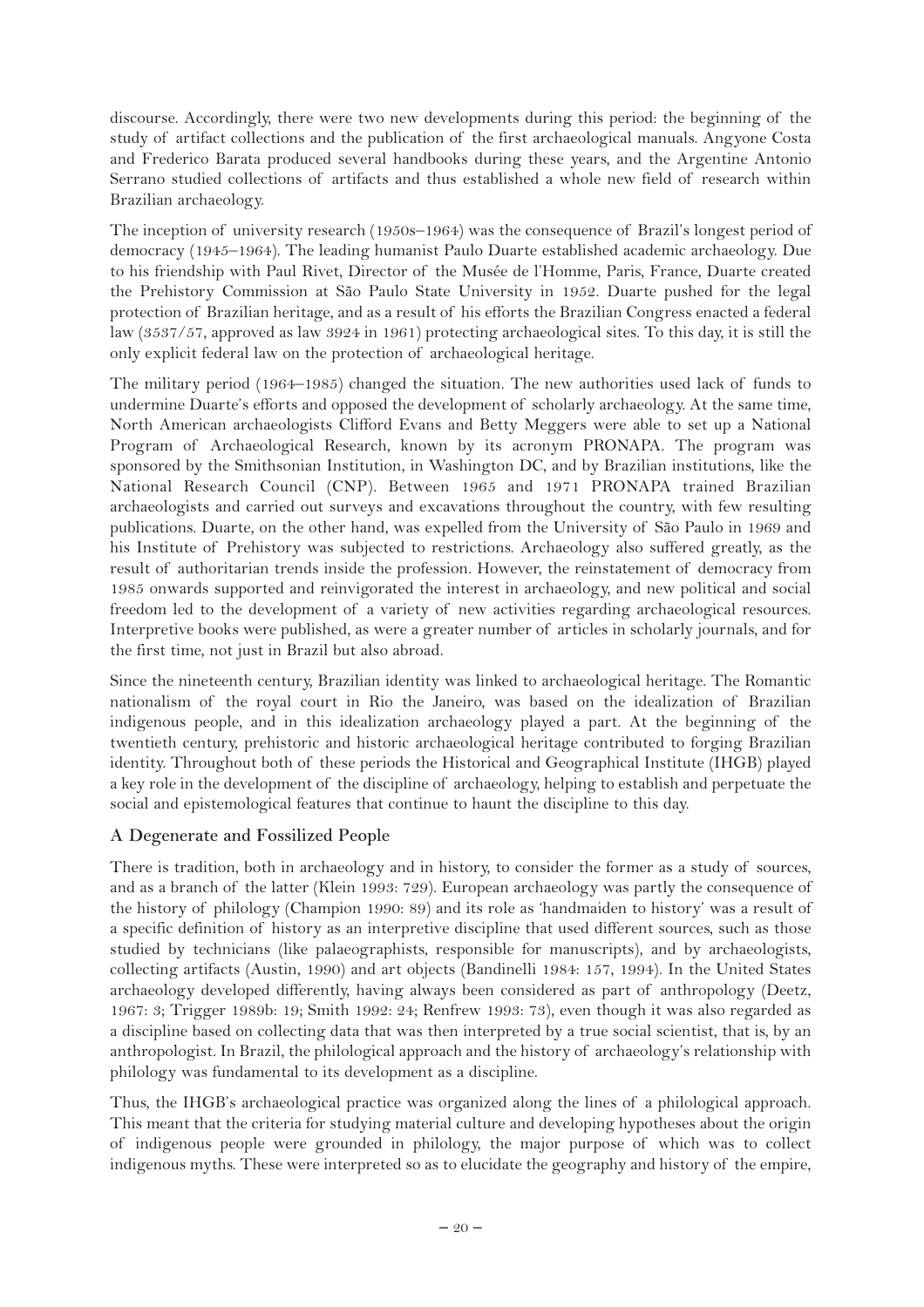discourse. Accordingly, there were two new developments during this period: the beginning of the study of artifact collections and the publication of the first archaeological manuals. Angyone Costa and Frederico Barata produced several handbooks during these years, and the Argentine Antonio Serrano studied collections of artifacts and thus established a whole new field of research within Brazilian archaeology.

The inception of university research (1950s–1964) was the consequence of Brazil's longest period of democracy (1945–1964). The leading humanist Paulo Duarte established academic archaeology. Due to his friendship with Paul Rivet, Director of the Musée de l'Homme, Paris, France, Duarte created the Prehistory Commission at São Paulo State University in 1952. Duarte pushed for the legal protection of Brazilian heritage, and as a result of his efforts the Brazilian Congress enacted a federal law (3537/57, approved as law 3924 in 1961) protecting archaeological sites. To this day, it is still the only explicit federal law on the protection of archaeological heritage.

The military period (1964–1985) changed the situation. The new authorities used lack of funds to undermine Duarte's efforts and opposed the development of scholarly archaeology. At the same time, North American archaeologists Clifford Evans and Betty Meggers were able to set up a National Program of Archaeological Research, known by its acronym PRONAPA. The program was sponsored by the Smithsonian Institution, in Washington DC, and by Brazilian institutions, like the National Research Council (CNP). Between 1965 and 1971 PRONAPA trained Brazilian archaeologists and carried out surveys and excavations throughout the country, with few resulting publications. Duarte, on the other hand, was expelled from the University of São Paulo in 1969 and his Institute of Prehistory was subjected to restrictions. Archaeology also suffered greatly, as the result of authoritarian trends inside the profession. However, the reinstatement of democracy from 1985 onwards supported and reinvigorated the interest in archaeology, and new political and social freedom led to the development of a variety of new activities regarding archaeological resources. Interpretive books were published, as were a greater number of articles in scholarly journals, and for the first time, not just in Brazil but also abroad.

Since the nineteenth century, Brazilian identity was linked to archaeological heritage. The Romantic nationalism of the royal court in Rio the Janeiro, was based on the idealization of Brazilian indigenous people, and in this idealization archaeology played a part. At the beginning of the twentieth century, prehistoric and historic archaeological heritage contributed to forging Brazilian identity. Throughout both of these periods the Historical and Geographical Institute (IHGB) played a key role in the development of the discipline of archaeology, helping to establish and perpetuate the social and epistemological features that continue to haunt the discipline to this day.

## A Degenerate and Fossilized People

There is tradition, both in archaeology and in history, to consider the former as a study of sources, and as a branch of the latter (Klein 1993: 729). European archaeology was partly the consequence of the history of philology (Champion 1990: 89) and its role as 'handmaiden to history' was a result of a specific definition of history as an interpretive discipline that used different sources, such as those studied by technicians (like palaeographists, responsible for manuscripts), and by archaeologists, collecting artifacts (Austin, 1990) and art objects (Bandinelli 1984: 157, 1994). In the United States archaeology developed differently, having always been considered as part of anthropology (Deetz, 1967: 3; Trigger 1989b: 19; Smith 1992: 24; Renfrew 1993: 73), even though it was also regarded as a discipline based on collecting data that was then interpreted by a true social scientist, that is, by an anthropologist. In Brazil, the philological approach and the history of archaeology's relationship with philology was fundamental to its development as a discipline.

Thus, the IHGB's archaeological practice was organized along the lines of a philological approach. This meant that the criteria for studying material culture and developing hypotheses about the origin of indigenous people were grounded in philology, the major purpose of which was to collect indigenous myths. These were interpreted so as to elucidate the geography and history of the empire,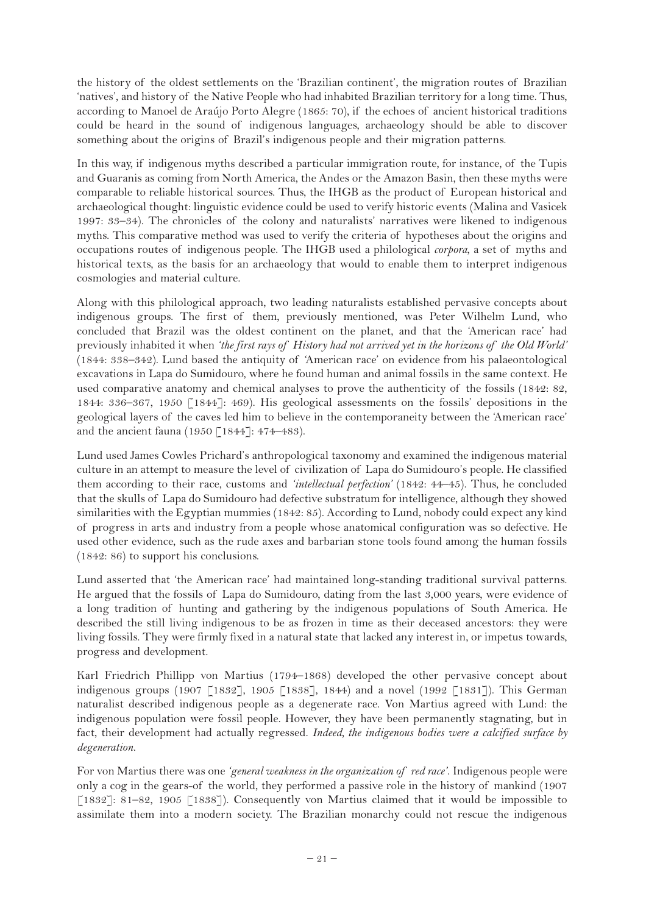the history of the oldest settlements on the 'Brazilian continent', the migration routes of Brazilian 'natives', and history of the Native People who had inhabited Brazilian territory for a long time. Thus, according to Manoel de Araújo Porto Alegre (1865: 70), if the echoes of ancient historical traditions could be heard in the sound of indigenous languages, archaeology should be able to discover something about the origins of Brazil's indigenous people and their migration patterns.

In this way, if indigenous myths described a particular immigration route, for instance, of the Tupis and Guaranis as coming from North America, the Andes or the Amazon Basin, then these myths were comparable to reliable historical sources. Thus, the IHGB as the product of European historical and archaeological thought: linguistic evidence could be used to verify historic events (Malina and Vasicek 1997: 33–34). The chronicles of the colony and naturalists' narratives were likened to indigenous myths. This comparative method was used to verify the criteria of hypotheses about the origins and occupations routes of indigenous people. The IHGB used a philological *corpora*, a set of myths and historical texts, as the basis for an archaeology that would to enable them to interpret indigenous cosmologies and material culture.

Along with this philological approach, two leading naturalists established pervasive concepts about indigenous groups. The first of them, previously mentioned, was Peter Wilhelm Lund, who concluded that Brazil was the oldest continent on the planet, and that the 'American race' had previously inhabited it when *'the first rays of History had not arrived yet in the horizons of the Old World'* (1844: 338–342). Lund based the antiquity of 'American race' on evidence from his palaeontological excavations in Lapa do Sumidouro, where he found human and animal fossils in the same context. He used comparative anatomy and chemical analyses to prove the authenticity of the fossils (1842: 82, 1844: 336–367, 1950 [1844]: 469). His geological assessments on the fossils' depositions in the geological layers of the caves led him to believe in the contemporaneity between the 'American race' and the ancient fauna (1950 [1844]: 474–483).

Lund used James Cowles Prichard's anthropological taxonomy and examined the indigenous material culture in an attempt to measure the level of civilization of Lapa do Sumidouro's people. He classified them according to their race, customs and *'intellectual perfection'* (1842: 44–45). Thus, he concluded that the skulls of Lapa do Sumidouro had defective substratum for intelligence, although they showed similarities with the Egyptian mummies (1842: 85). According to Lund, nobody could expect any kind of progress in arts and industry from a people whose anatomical configuration was so defective. He used other evidence, such as the rude axes and barbarian stone tools found among the human fossils (1842: 86) to support his conclusions.

Lund asserted that 'the American race' had maintained long-standing traditional survival patterns. He argued that the fossils of Lapa do Sumidouro, dating from the last 3,000 years, were evidence of a long tradition of hunting and gathering by the indigenous populations of South America. He described the still living indigenous to be as frozen in time as their deceased ancestors: they were living fossils. They were firmly fixed in a natural state that lacked any interest in, or impetus towards, progress and development.

Karl Friedrich Phillipp von Martius (1794–1868) developed the other pervasive concept about indigenous groups (1907 [1832], 1905 [1838], 1844) and a novel (1992 [1831]). This German naturalist described indigenous people as a degenerate race. Von Martius agreed with Lund: the indigenous population were fossil people. However, they have been permanently stagnating, but in fact, their development had actually regressed. *Indeed, the indigenous bodies were a calcified surface by degeneration.*

For von Martius there was one *'general weakness in the organization of red race'*. Indigenous people were only a cog in the gears-of the world, they performed a passive role in the history of mankind (1907 [1832]: 81–82, 1905 [1838]). Consequently von Martius claimed that it would be impossible to assimilate them into a modern society. The Brazilian monarchy could not rescue the indigenous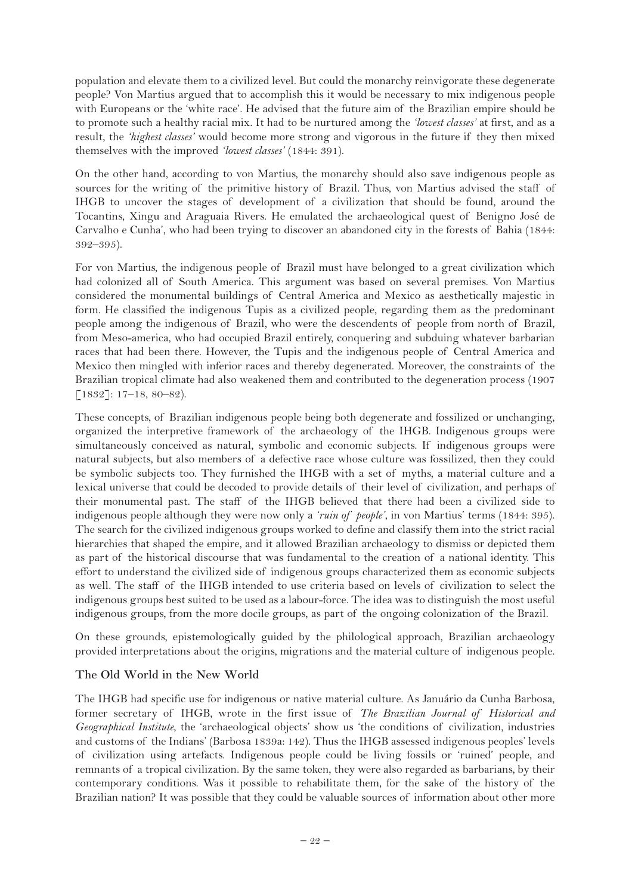population and elevate them to a civilized level. But could the monarchy reinvigorate these degenerate people? Von Martius argued that to accomplish this it would be necessary to mix indigenous people with Europeans or the 'white race'. He advised that the future aim of the Brazilian empire should be to promote such a healthy racial mix. It had to be nurtured among the *'lowest classes'* at first, and as a result, the *'highest classes'* would become more strong and vigorous in the future if they then mixed themselves with the improved *'lowest classes'* (1844: 391).

On the other hand, according to von Martius, the monarchy should also save indigenous people as sources for the writing of the primitive history of Brazil. Thus, von Martius advised the staff of IHGB to uncover the stages of development of a civilization that should be found, around the Tocantins, Xingu and Araguaia Rivers. He emulated the archaeological quest of Benigno José de Carvalho e Cunha', who had been trying to discover an abandoned city in the forests of Bahia (1844: 392–395).

For von Martius, the indigenous people of Brazil must have belonged to a great civilization which had colonized all of South America. This argument was based on several premises. Von Martius considered the monumental buildings of Central America and Mexico as aesthetically majestic in form. He classified the indigenous Tupis as a civilized people, regarding them as the predominant people among the indigenous of Brazil, who were the descendents of people from north of Brazil, from Meso-america, who had occupied Brazil entirely, conquering and subduing whatever barbarian races that had been there. However, the Tupis and the indigenous people of Central America and Mexico then mingled with inferior races and thereby degenerated. Moreover, the constraints of the Brazilian tropical climate had also weakened them and contributed to the degeneration process (1907 [1832]: 17–18, 80–82).

These concepts, of Brazilian indigenous people being both degenerate and fossilized or unchanging, organized the interpretive framework of the archaeology of the IHGB. Indigenous groups were simultaneously conceived as natural, symbolic and economic subjects. If indigenous groups were natural subjects, but also members of a defective race whose culture was fossilized, then they could be symbolic subjects too. They furnished the IHGB with a set of myths, a material culture and a lexical universe that could be decoded to provide details of their level of civilization, and perhaps of their monumental past. The staff of the IHGB believed that there had been a civilized side to indigenous people although they were now only a *'ruin of people'*, in von Martius' terms (1844: 395). The search for the civilized indigenous groups worked to define and classify them into the strict racial hierarchies that shaped the empire, and it allowed Brazilian archaeology to dismiss or depicted them as part of the historical discourse that was fundamental to the creation of a national identity. This effort to understand the civilized side of indigenous groups characterized them as economic subjects as well. The staff of the IHGB intended to use criteria based on levels of civilization to select the indigenous groups best suited to be used as a labour-force. The idea was to distinguish the most useful indigenous groups, from the more docile groups, as part of the ongoing colonization of the Brazil.

On these grounds, epistemologically guided by the philological approach, Brazilian archaeology provided interpretations about the origins, migrations and the material culture of indigenous people.

## The Old World in the New World

The IHGB had specific use for indigenous or native material culture. As Januário da Cunha Barbosa, former secretary of IHGB, wrote in the first issue of *The Brazilian Journal of Historical and Geographical Institute*, the 'archaeological objects' show us 'the conditions of civilization, industries and customs of the Indians' (Barbosa 1839a: 142). Thus the IHGB assessed indigenous peoples' levels of civilization using artefacts. Indigenous people could be living fossils or 'ruined' people, and remnants of a tropical civilization. By the same token, they were also regarded as barbarians, by their contemporary conditions. Was it possible to rehabilitate them, for the sake of the history of the Brazilian nation? It was possible that they could be valuable sources of information about other more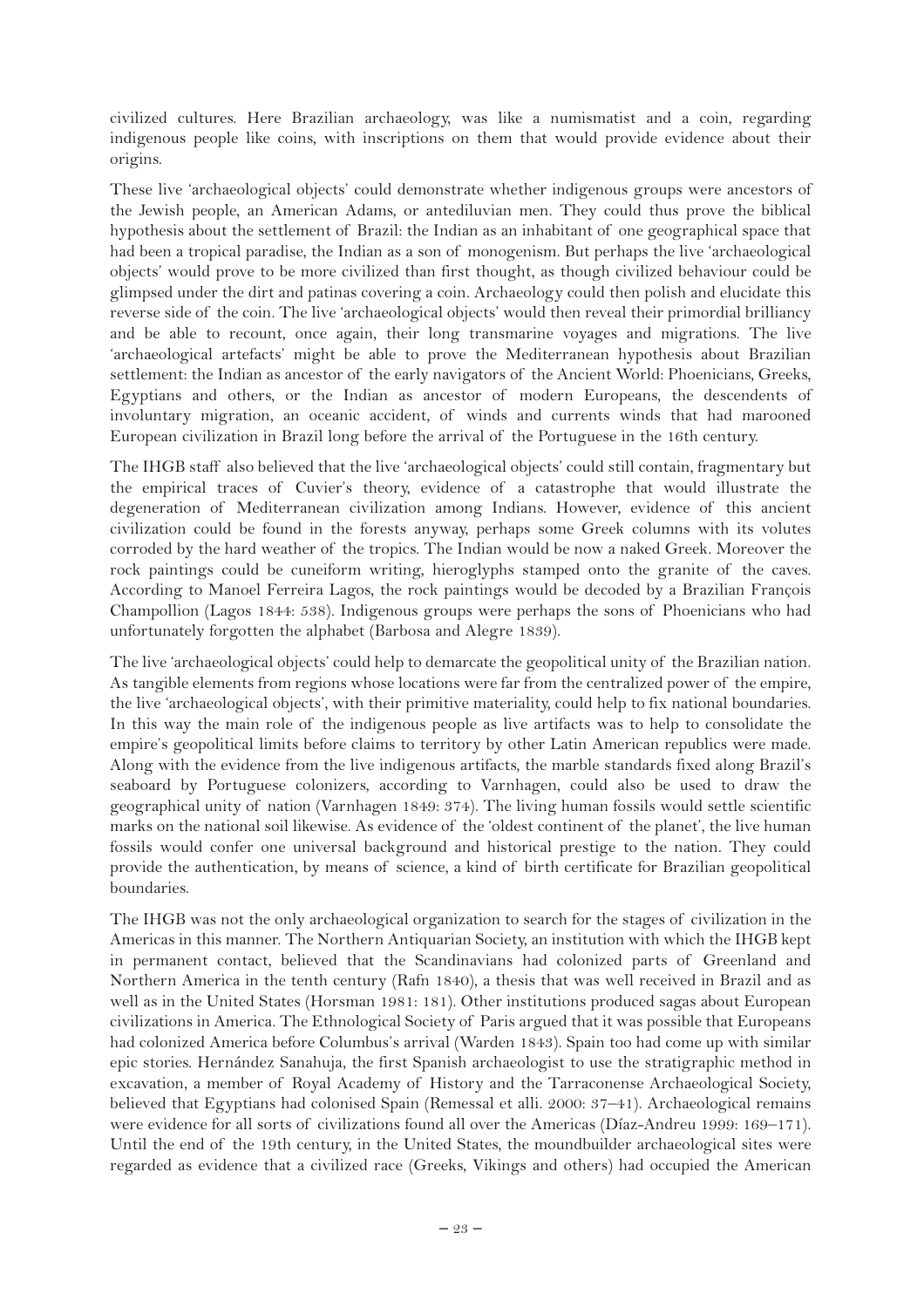civilized cultures. Here Brazilian archaeology, was like a numismatist and a coin, regarding indigenous people like coins, with inscriptions on them that would provide evidence about their origins.

These live 'archaeological objects' could demonstrate whether indigenous groups were ancestors of the Jewish people, an American Adams, or antediluvian men. They could thus prove the biblical hypothesis about the settlement of Brazil: the Indian as an inhabitant of one geographical space that had been a tropical paradise, the Indian as a son of monogenism. But perhaps the live 'archaeological objects' would prove to be more civilized than first thought, as though civilized behaviour could be glimpsed under the dirt and patinas covering a coin. Archaeology could then polish and elucidate this reverse side of the coin. The live 'archaeological objects' would then reveal their primordial brilliancy and be able to recount, once again, their long transmarine voyages and migrations. The live 'archaeological artefacts' might be able to prove the Mediterranean hypothesis about Brazilian settlement: the Indian as ancestor of the early navigators of the Ancient World: Phoenicians, Greeks, Egyptians and others, or the Indian as ancestor of modern Europeans, the descendents of involuntary migration, an oceanic accident, of winds and currents winds that had marooned European civilization in Brazil long before the arrival of the Portuguese in the 16th century.

The IHGB staff also believed that the live 'archaeological objects' could still contain, fragmentary but the empirical traces of Cuvier's theory, evidence of a catastrophe that would illustrate the degeneration of Mediterranean civilization among Indians. However, evidence of this ancient civilization could be found in the forests anyway, perhaps some Greek columns with its volutes corroded by the hard weather of the tropics. The Indian would be now a naked Greek. Moreover the rock paintings could be cuneiform writing, hieroglyphs stamped onto the granite of the caves. According to Manoel Ferreira Lagos, the rock paintings would be decoded by a Brazilian François Champollion (Lagos 1844: 538). Indigenous groups were perhaps the sons of Phoenicians who had unfortunately forgotten the alphabet (Barbosa and Alegre 1839).

The live 'archaeological objects' could help to demarcate the geopolitical unity of the Brazilian nation. As tangible elements from regions whose locations were far from the centralized power of the empire, the live 'archaeological objects', with their primitive materiality, could help to fix national boundaries. In this way the main role of the indigenous people as live artifacts was to help to consolidate the empire's geopolitical limits before claims to territory by other Latin American republics were made. Along with the evidence from the live indigenous artifacts, the marble standards fixed along Brazil's seaboard by Portuguese colonizers, according to Varnhagen, could also be used to draw the geographical unity of nation (Varnhagen 1849: 374). The living human fossils would settle scientific marks on the national soil likewise. As evidence of the 'oldest continent of the planet', the live human fossils would confer one universal background and historical prestige to the nation. They could provide the authentication, by means of science, a kind of birth certificate for Brazilian geopolitical boundaries.

The IHGB was not the only archaeological organization to search for the stages of civilization in the Americas in this manner. The Northern Antiquarian Society, an institution with which the IHGB kept in permanent contact, believed that the Scandinavians had colonized parts of Greenland and Northern America in the tenth century (Rafn 1840), a thesis that was well received in Brazil and as well as in the United States (Horsman 1981: 181). Other institutions produced sagas about European civilizations in America. The Ethnological Society of Paris argued that it was possible that Europeans had colonized America before Columbus's arrival (Warden 1843). Spain too had come up with similar epic stories. Hernández Sanahuja, the first Spanish archaeologist to use the stratigraphic method in excavation, a member of Royal Academy of History and the Tarraconense Archaeological Society, believed that Egyptians had colonised Spain (Remessal et alli. 2000: 37–41). Archaeological remains were evidence for all sorts of civilizations found all over the Americas (Díaz-Andreu 1999: 169–171). Until the end of the 19th century, in the United States, the moundbuilder archaeological sites were regarded as evidence that a civilized race (Greeks, Vikings and others) had occupied the American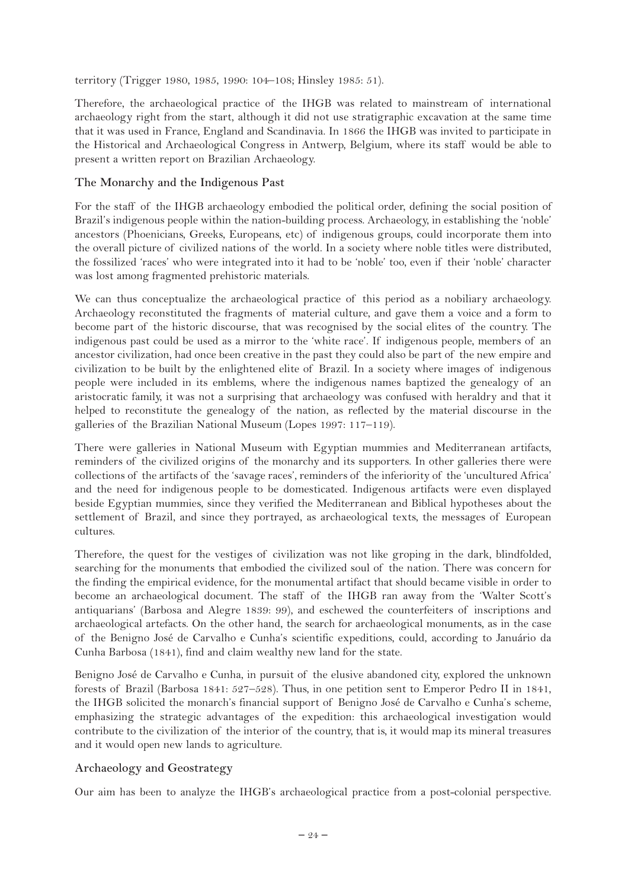territory (Trigger 1980, 1985, 1990: 104–108; Hinsley 1985: 51).

Therefore, the archaeological practice of the IHGB was related to mainstream of international archaeology right from the start, although it did not use stratigraphic excavation at the same time that it was used in France, England and Scandinavia. In 1866 the IHGB was invited to participate in the Historical and Archaeological Congress in Antwerp, Belgium, where its staff would be able to present a written report on Brazilian Archaeology.

## The Monarchy and the Indigenous Past

For the staff of the IHGB archaeology embodied the political order, defining the social position of Brazil's indigenous people within the nation-building process. Archaeology, in establishing the 'noble' ancestors (Phoenicians, Greeks, Europeans, etc) of indigenous groups, could incorporate them into the overall picture of civilized nations of the world. In a society where noble titles were distributed, the fossilized 'races' who were integrated into it had to be 'noble' too, even if their 'noble' character was lost among fragmented prehistoric materials.

We can thus conceptualize the archaeological practice of this period as a nobiliary archaeology. Archaeology reconstituted the fragments of material culture, and gave them a voice and a form to become part of the historic discourse, that was recognised by the social elites of the country. The indigenous past could be used as a mirror to the 'white race'. If indigenous people, members of an ancestor civilization, had once been creative in the past they could also be part of the new empire and civilization to be built by the enlightened elite of Brazil. In a society where images of indigenous people were included in its emblems, where the indigenous names baptized the genealogy of an aristocratic family, it was not a surprising that archaeology was confused with heraldry and that it helped to reconstitute the genealogy of the nation, as reflected by the material discourse in the galleries of the Brazilian National Museum (Lopes 1997: 117–119).

There were galleries in National Museum with Egyptian mummies and Mediterranean artifacts, reminders of the civilized origins of the monarchy and its supporters. In other galleries there were collections of the artifacts of the 'savage races', reminders of the inferiority of the 'uncultured Africa' and the need for indigenous people to be domesticated. Indigenous artifacts were even displayed beside Egyptian mummies, since they verified the Mediterranean and Biblical hypotheses about the settlement of Brazil, and since they portrayed, as archaeological texts, the messages of European cultures.

Therefore, the quest for the vestiges of civilization was not like groping in the dark, blindfolded, searching for the monuments that embodied the civilized soul of the nation. There was concern for the finding the empirical evidence, for the monumental artifact that should became visible in order to become an archaeological document. The staff of the IHGB ran away from the 'Walter Scott's antiquarians' (Barbosa and Alegre 1839: 99), and eschewed the counterfeiters of inscriptions and archaeological artefacts. On the other hand, the search for archaeological monuments, as in the case of the Benigno José de Carvalho e Cunha's scientific expeditions, could, according to Januário da Cunha Barbosa (1841), find and claim wealthy new land for the state.

Benigno José de Carvalho e Cunha, in pursuit of the elusive abandoned city, explored the unknown forests of Brazil (Barbosa 1841: 527–528). Thus, in one petition sent to Emperor Pedro II in 1841, the IHGB solicited the monarch's financial support of Benigno José de Carvalho e Cunha's scheme, emphasizing the strategic advantages of the expedition: this archaeological investigation would contribute to the civilization of the interior of the country, that is, it would map its mineral treasures and it would open new lands to agriculture.

## Archaeology and Geostrategy

Our aim has been to analyze the IHGB's archaeological practice from a post-colonial perspective.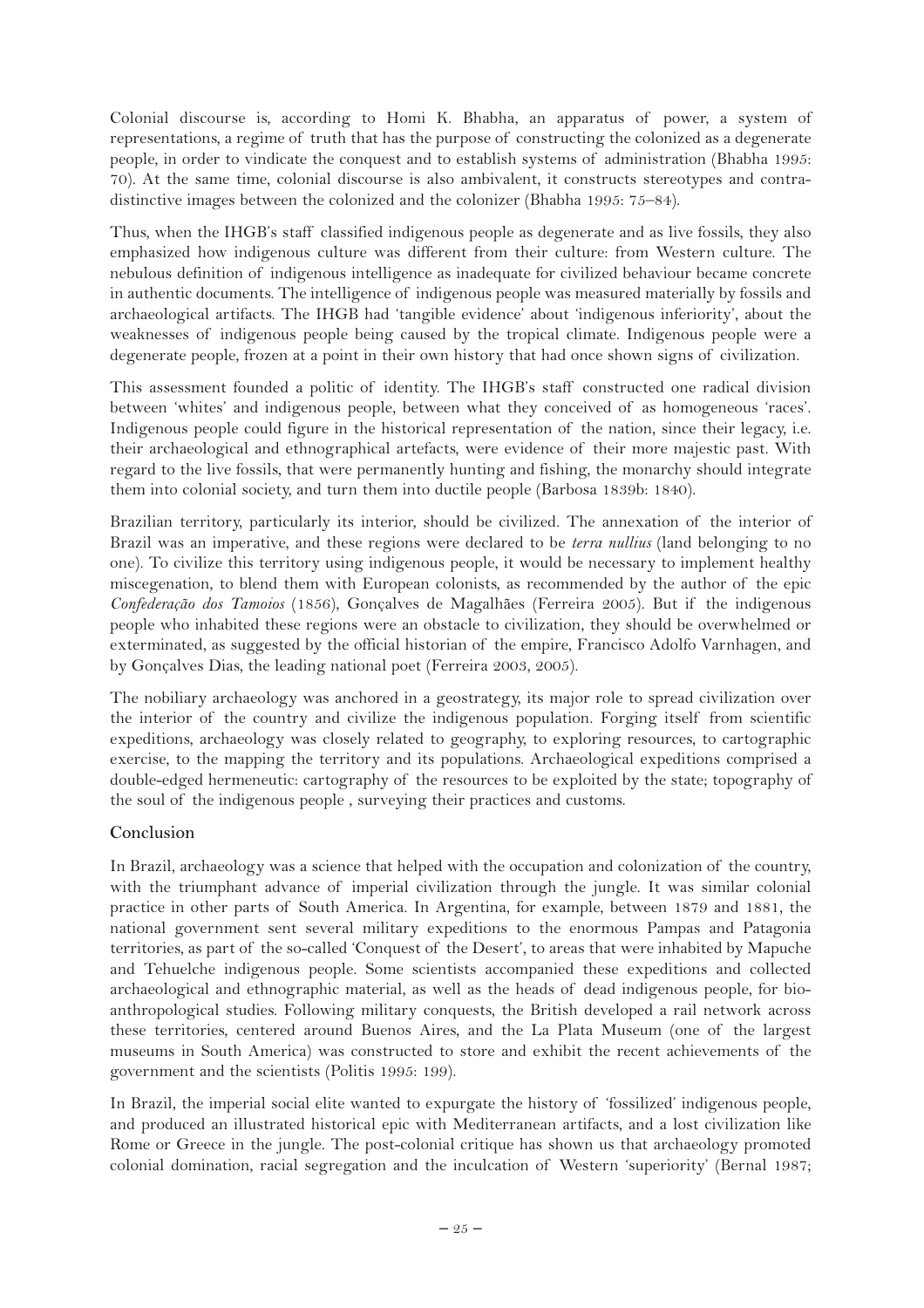Colonial discourse is, according to Homi K. Bhabha, an apparatus of power, a system of representations, a regime of truth that has the purpose of constructing the colonized as a degenerate people, in order to vindicate the conquest and to establish systems of administration (Bhabha 1995: 70). At the same time, colonial discourse is also ambivalent, it constructs stereotypes and contra-distinctive images between the colonized and the colonizer (Bhabha 1995: 75–84).

Thus, when the IHGB's staff classified indigenous people as degenerate and as live fossils, they also emphasized how indigenous culture was different from their culture: from Western culture. The nebulous definition of indigenous intelligence as inadequate for civilized behaviour became concrete in authentic documents. The intelligence of indigenous people was measured materially by fossils and archaeological artifacts. The IHGB had 'tangible evidence' about 'indigenous inferiority', about the weaknesses of indigenous people being caused by the tropical climate. Indigenous people were a degenerate people, frozen at a point in their own history that had once shown signs of civilization.

This assessment founded a politic of identity. The IHGB's staff constructed one radical division between 'whites' and indigenous people, between what they conceived of as homogeneous 'races'. Indigenous people could figure in the historical representation of the nation, since their legacy, i.e. their archaeological and ethnographical artefacts, were evidence of their more majestic past. With regard to the live fossils, that were permanently hunting and fishing, the monarchy should integrate them into colonial society, and turn them into ductile people (Barbosa 1839b: 1840).

Brazilian territory, particularly its interior, should be civilized. The annexation of the interior of Brazil was an imperative, and these regions were declared to be *terra nullius* (land belonging to no one). To civilize this territory using indigenous people, it would be necessary to implement healthy miscegenation, to blend them with European colonists, as recommended by the author of the epic *Confederação dos Tamoios* (1856), Gonçalves de Magalhães (Ferreira 2005). But if the indigenous people who inhabited these regions were an obstacle to civilization, they should be overwhelmed or exterminated, as suggested by the official historian of the empire, Francisco Adolfo Varnhagen, and by Gonçalves Dias, the leading national poet (Ferreira 2003, 2005).

The nobiliary archaeology was anchored in a geostrategy, its major role to spread civilization over the interior of the country and civilize the indigenous population. Forging itself from scientific expeditions, archaeology was closely related to geography, to exploring resources, to cartographic exercise, to the mapping the territory and its populations. Archaeological expeditions comprised a double-edged hermeneutic: cartography of the resources to be exploited by the state; topography of the soul of the indigenous people , surveying their practices and customs.

## Conclusion

In Brazil, archaeology was a science that helped with the occupation and colonization of the country, with the triumphant advance of imperial civilization through the jungle. It was similar colonial practice in other parts of South America. In Argentina, for example, between 1879 and 1881, the national government sent several military expeditions to the enormous Pampas and Patagonia territories, as part of the so-called 'Conquest of the Desert', to areas that were inhabited by Mapuche and Tehuelche indigenous people. Some scientists accompanied these expeditions and collected archaeological and ethnographic material, as well as the heads of dead indigenous people, for bio-anthropological studies. Following military conquests, the British developed a rail network across these territories, centered around Buenos Aires, and the La Plata Museum (one of the largest museums in South America) was constructed to store and exhibit the recent achievements of the government and the scientists (Politis 1995: 199).

In Brazil, the imperial social elite wanted to expurgate the history of 'fossilized' indigenous people, and produced an illustrated historical epic with Mediterranean artifacts, and a lost civilization like Rome or Greece in the jungle. The post-colonial critique has shown us that archaeology promoted colonial domination, racial segregation and the inculcation of Western 'superiority' (Bernal 1987;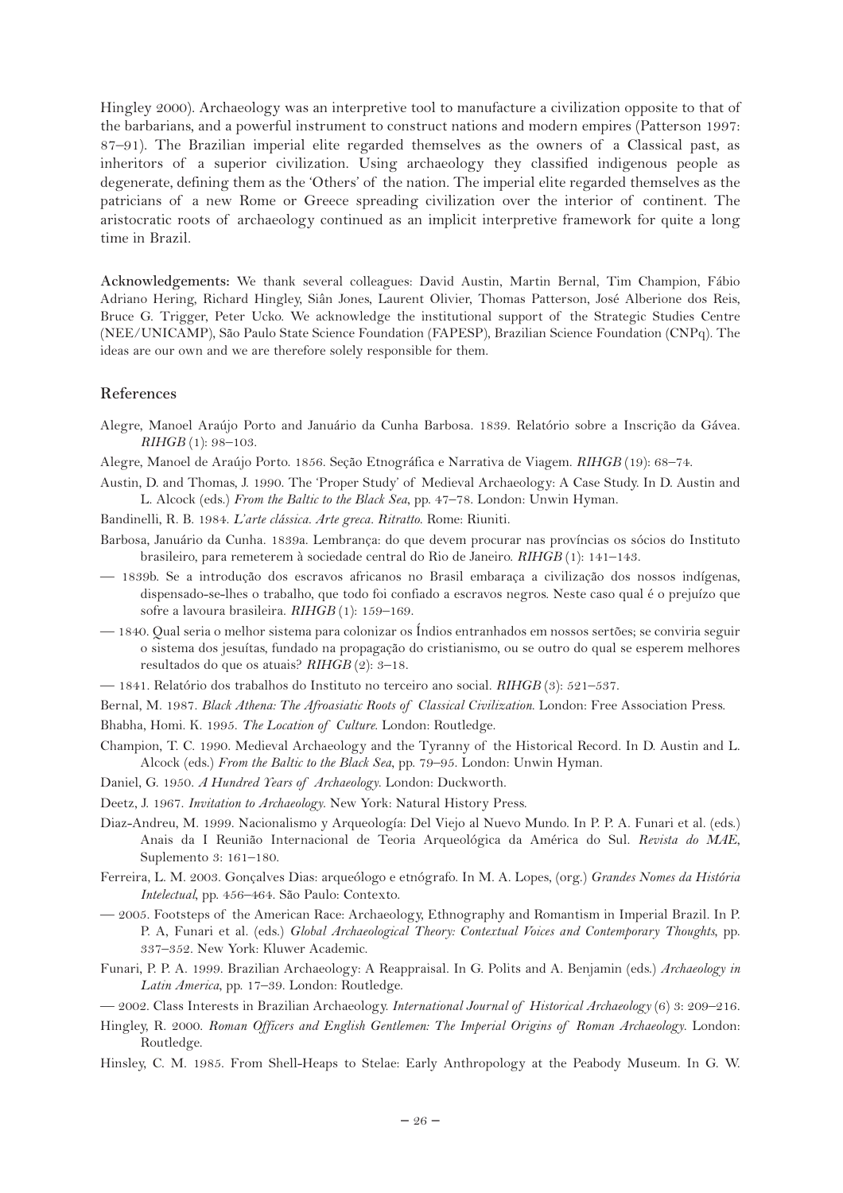Hingley 2000). Archaeology was an interpretive tool to manufacture a civilization opposite to that of the barbarians, and a powerful instrument to construct nations and modern empires (Patterson 1997: 87–91). The Brazilian imperial elite regarded themselves as the owners of a Classical past, as inheritors of a superior civilization. Using archaeology they classified indigenous people as degenerate, defining them as the 'Others' of the nation. The imperial elite regarded themselves as the patricians of a new Rome or Greece spreading civilization over the interior of continent. The aristocratic roots of archaeology continued as an implicit interpretive framework for quite a long time in Brazil.

**Acknowledgements:** We thank several colleagues: David Austin, Martin Bernal, Tim Champion, Fábio Adriano Hering, Richard Hingley, Siân Jones, Laurent Olivier, Thomas Patterson, José Alberione dos Reis, Bruce G. Trigger, Peter Ucko. We acknowledge the institutional support of the Strategic Studies Centre (NEE/UNICAMP), São Paulo State Science Foundation (FAPESP), Brazilian Science Foundation (CNPq). The ideas are our own and we are therefore solely responsible for them.

## References

Alegre, Manoel Araújo Porto and Januário da Cunha Barbosa. 1839. Relatório sobre a Inscrição da Gávea. *RIHGB* (1): 98–103.

Alegre, Manoel de Araújo Porto. 1856. Seção Etnográfica e Narrativa de Viagem. *RIHGB* (19): 68–74.

Austin, D. and Thomas, J. 1990. The 'Proper Study' of Medieval Archaeology: A Case Study. In D. Austin and L. Alcock (eds.) *From the Baltic to the Black Sea*, pp. 47–78. London: Unwin Hyman.

Bandinelli, R. B. 1984. *L'arte clássica. Arte greca. Ritratto.* Rome: Riuniti.

Barbosa, Januário da Cunha. 1839a. Lembrança: do que devem procurar nas províncias os sócios do Instituto brasileiro, para remeterem à sociedade central do Rio de Janeiro. *RIHGB* (1): 141–143.

— 1839b. Se a introdução dos escravos africanos no Brasil embaraça a civilização dos nossos indígenas, dispensado-se-lhes o trabalho, que todo foi confiado a escravos negros. Neste caso qual é o prejuízo que sofre a lavoura brasileira. *RIHGB* (1): 159–169.

— 1840. Qual seria o melhor sistema para colonizar os Índios entranhados em nossos sertões; se conviria seguir o sistema dos jesuítas, fundado na propagação do cristianismo, ou se outro do qual se esperem melhores resultados do que os atuais? *RIHGB* (2): 3–18.

— 1841. Relatório dos trabalhos do Instituto no terceiro ano social. *RIHGB* (3): 521–537.

Bernal, M. 1987. *Black Athena: The Afroasiatic Roots of Classical Civilization.* London: Free Association Press.

Bhabha, Homi. K. 1995. *The Location of Culture.* London: Routledge.

Champion, T. C. 1990. Medieval Archaeology and the Tyranny of the Historical Record. In D. Austin and L. Alcock (eds.) *From the Baltic to the Black Sea*, pp. 79–95. London: Unwin Hyman.

Daniel, G. 1950. *A Hundred Years of Archaeology.* London: Duckworth.

Deetz, J. 1967. *Invitation to Archaeology.* New York: Natural History Press.

Diaz-Andreu, M. 1999. Nacionalismo y Arqueología: Del Viejo al Nuevo Mundo. In P. P. A. Funari et al. (eds.) Anais da I Reunião Internacional de Teoria Arqueológica da América do Sul. *Revista do MAE*, Suplemento 3: 161–180.

Ferreira, L. M. 2003. Gonçalves Dias: arqueólogo e etnógrafo. In M. A. Lopes, (org.) *Grandes Nomes da História Intelectual*, pp. 456–464. São Paulo: Contexto.

— 2005. Footsteps of the American Race: Archaeology, Ethnography and Romantism in Imperial Brazil. In P. P. A, Funari et al. (eds.) *Global Archaeological Theory: Contextual Voices and Contemporary Thoughts*, pp. 337–352. New York: Kluwer Academic.

Funari, P. P. A. 1999. Brazilian Archaeology: A Reappraisal. In G. Polits and A. Benjamin (eds.) *Archaeology in Latin America*, pp. 17–39. London: Routledge.

— 2002. Class Interests in Brazilian Archaeology. *International Journal of Historical Archaeology* (6) 3: 209–216.

Hingley, R. 2000. *Roman Officers and English Gentlemen: The Imperial Origins of Roman Archaeology.* London: Routledge.

Hinsley, C. M. 1985. From Shell-Heaps to Stelae: Early Anthropology at the Peabody Museum. In G. W.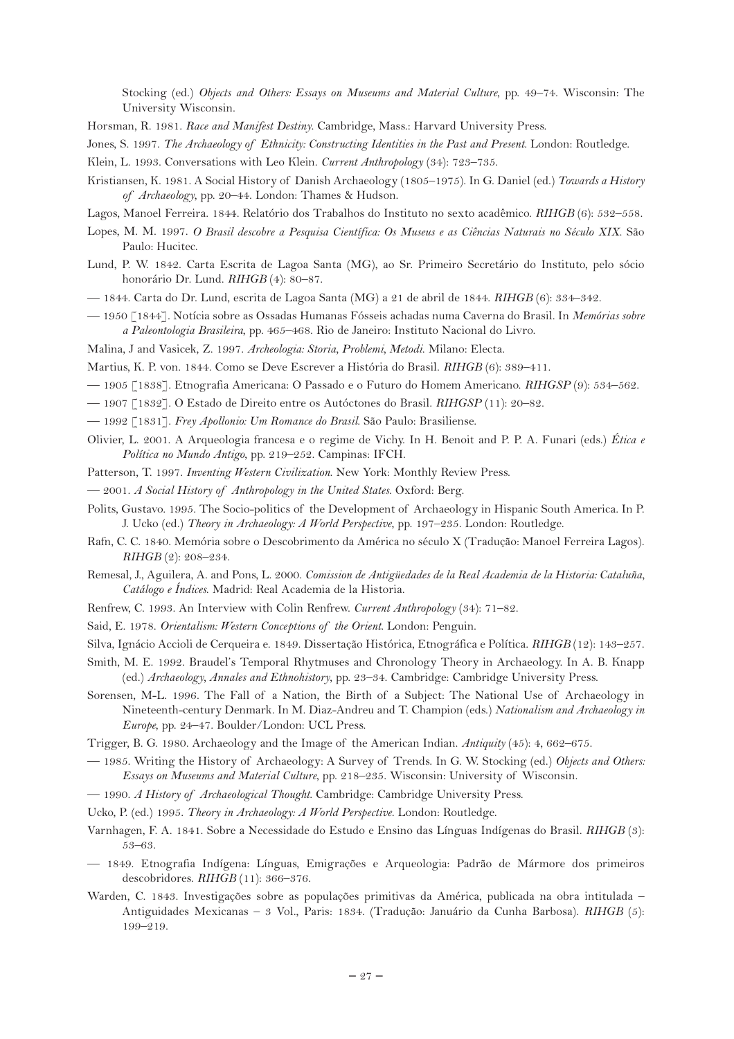Stocking (ed.) *Objects and Others: Essays on Museums and Material Culture*, pp. 49–74. Wisconsin: The University Wisconsin.

Horsman, R. 1981. *Race and Manifest Destiny*. Cambridge, Mass.: Harvard University Press.

Jones, S. 1997. *The Archaeology of Ethnicity: Constructing Identities in the Past and Present*. London: Routledge.

Klein, L. 1993. Conversations with Leo Klein. *Current Anthropology* (34): 723–735.

Kristiansen, K. 1981. A Social History of Danish Archaeology (1805–1975). In G. Daniel (ed.) *Towards a History of Archaeology*, pp. 20–44. London: Thames & Hudson.

Lagos, Manoel Ferreira. 1844. Relatório dos Trabalhos do Instituto no sexto acadêmico. *RIHGB* (6): 532–558.

Lopes, M. M. 1997. *O Brasil descobre a Pesquisa Científica: Os Museus e as Ciências Naturais no Século XIX*. São Paulo: Hucitec.

Lund, P. W. 1842. Carta Escrita de Lagoa Santa (MG), ao Sr. Primeiro Secretário do Instituto, pelo sócio honorário Dr. Lund. *RIHGB* (4): 80–87.

— 1844. Carta do Dr. Lund, escrita de Lagoa Santa (MG) a 21 de abril de 1844. *RIHGB* (6): 334–342.

— 1950 [1844]. Notícia sobre as Ossadas Humanas Fósseis achadas numa Caverna do Brasil. In *Memórias sobre a Paleontologia Brasileira*, pp. 465–468. Rio de Janeiro: Instituto Nacional do Livro.

Malina, J and Vasicek, Z. 1997. *Archeologia: Storia, Problemi, Metodi*. Milano: Electa.

Martius, K. P. von. 1844. Como se Deve Escrever a História do Brasil. *RIHGB* (6): 389–411.

— 1905 [1838]. Etnografia Americana: O Passado e o Futuro do Homem Americano. *RIHGSP* (9): 534–562.

— 1907 [1832]. O Estado de Direito entre os Autóctones do Brasil. *RIHGSP* (11): 20–82.

— 1992 [1831]. *Frey Apollonio: Um Romance do Brasil*. São Paulo: Brasiliense.

Olivier, L. 2001. A Arqueologia francesa e o regime de Vichy. In H. Benoit and P. P. A. Funari (eds.) *Ética e Política no Mundo Antigo*, pp. 219–252. Campinas: IFCH.

Patterson, T. 1997. *Inventing Western Civilization*. New York: Monthly Review Press.

— 2001. *A Social History of Anthropology in the United States*. Oxford: Berg.

Polits, Gustavo. 1995. The Socio-politics of the Development of Archaeology in Hispanic South America. In P. J. Ucko (ed.) *Theory in Archaeology: A World Perspective*, pp. 197–235. London: Routledge.

Rafn, C. C. 1840. Memória sobre o Descobrimento da América no século X (Tradução: Manoel Ferreira Lagos). *RIHGB* (2): 208–234.

Remesal, J., Aguilera, A. and Pons, L. 2000. *Comission de Antigüedades de la Real Academia de la Historia: Cataluña, Catálogo e Índices*. Madrid: Real Academia de la Historia.

Renfrew, C. 1993. An Interview with Colin Renfrew. *Current Anthropology* (34): 71–82.

Said, E. 1978. *Orientalism: Western Conceptions of the Orient*. London: Penguin.

Silva, Ignácio Accioli de Cerqueira e. 1849. Dissertação Histórica, Etnográfica e Política. *RIHGB* (12): 143–257.

Smith, M. E. 1992. Braudel's Temporal Rhytmuses and Chronology Theory in Archaeology. In A. B. Knapp (ed.) *Archaeology, Annales and Ethnohistory*, pp. 23–34. Cambridge: Cambridge University Press.

Sorensen, M-L. 1996. The Fall of a Nation, the Birth of a Subject: The National Use of Archaeology in Nineteenth-century Denmark. In M. Diaz-Andreu and T. Champion (eds.) *Nationalism and Archaeology in Europe*, pp. 24–47. Boulder/London: UCL Press.

Trigger, B. G. 1980. Archaeology and the Image of the American Indian. *Antiquity* (45): 4, 662–675.

— 1985. Writing the History of Archaeology: A Survey of Trends. In G. W. Stocking (ed.) *Objects and Others: Essays on Museums and Material Culture*, pp. 218–235. Wisconsin: University of Wisconsin.

— 1990. *A History of Archaeological Thought*. Cambridge: Cambridge University Press.

Ucko, P. (ed.) 1995. *Theory in Archaeology: A World Perspective*. London: Routledge.

Varnhagen, F. A. 1841. Sobre a Necessidade do Estudo e Ensino das Línguas Indígenas do Brasil. *RIHGB* (3): 53–63.

— 1849. Etnografia Indígena: Línguas, Emigrações e Arqueologia: Padrão de Mármore dos primeiros descobridores. *RIHGB* (11): 366–376.

Warden, C. 1843. Investigações sobre as populações primitivas da América, publicada na obra intitulada – Antiguidades Mexicanas – 3 Vol., Paris: 1834. (Tradução: Januário da Cunha Barbosa). *RIHGB* (5): 199–219.